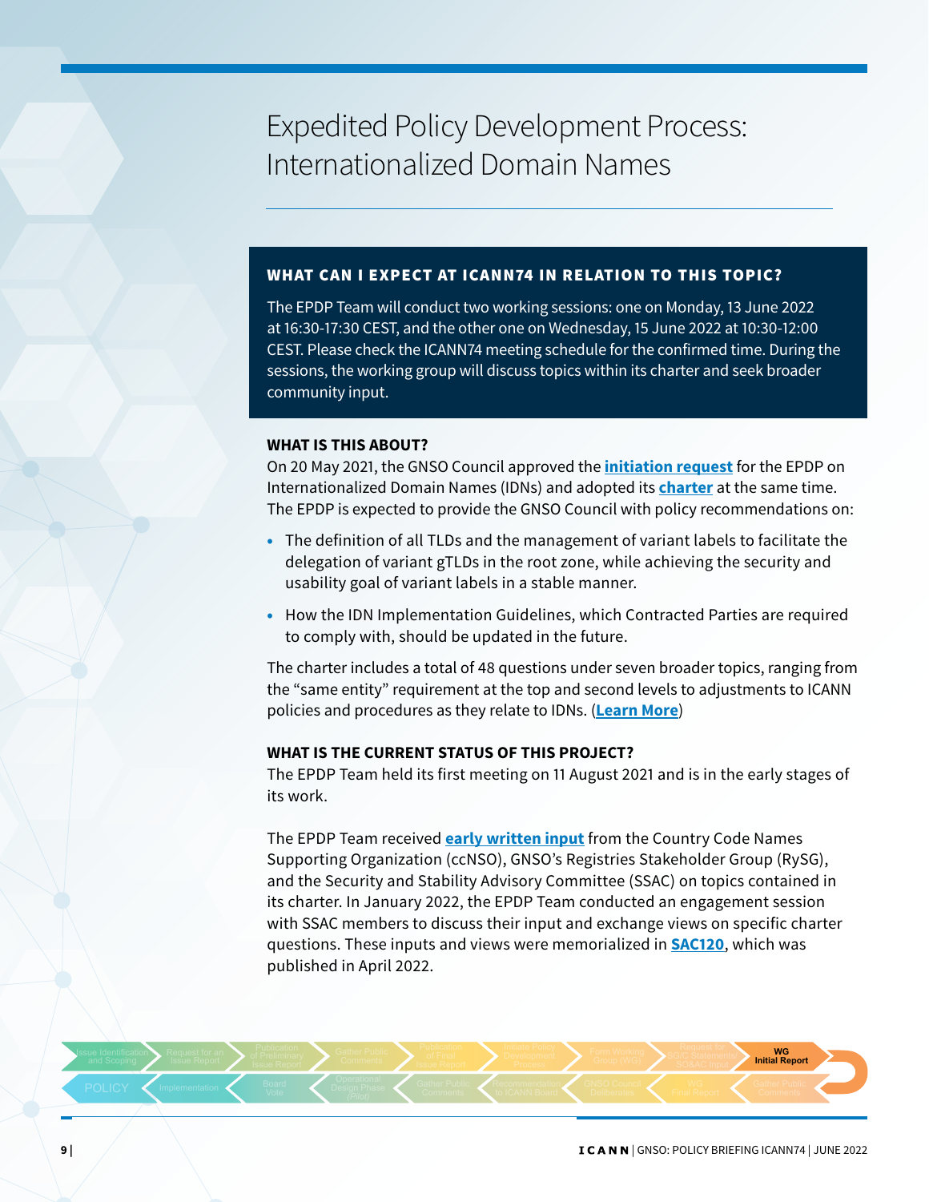# Expedited Policy Development Process: Internationalized Domain Names

## WHAT CAN I EXPECT AT ICANN74 IN RELATION TO THIS TOPIC?

The EPDP Team will conduct two working sessions: one on Monday, 13 June 2022 at 16:30-17:30 CEST, and the other one on Wednesday, 15 June 2022 at 10:30-12:00 CEST. Please check the ICANN74 meeting schedule for the confirmed time. During the sessions, the working group will discuss topics within its charter and seek broader community input.

### WHAT IS THIS ABOUT?

On 20 May 2021, the GNSO Council approved the **initiation request** for the EPDP on Internationalized Domain Names (IDNs) and adopted its **charter** at the same time. The EPDP is expected to provide the GNSO Council with policy recommendations on:

- The definition of all TLDs and the management of variant labels to facilitate the delegation of variant gTLDs in the root zone, while achieving the security and usability goal of variant labels in a stable manner.
- How the IDN Implementation Guidelines, which Contracted Parties are required to comply with, should be updated in the future.

The charter includes a total of 48 questions under seven broader topics, ranging from the "same entity" requirement at the top and second levels to adjustments to ICANN policies and procedures as they relate to IDNs. (**Learn More**)

### WHAT IS THE CURRENT STATUS OF THIS PROJECT?

The EPDP Team held its first meeting on 11 August 2021 and is in the early stages of its work.

The EPDP Team received **early written input** from the Country Code Names Supporting Organization (ccNSO), GNSO's Registries Stakeholder Group (RySG), and the Security and Stability Advisory Committee (SSAC) on topics contained in its charter. In January 2022, the EPDP Team conducted an engagement session with SSAC members to discuss their input and exchange views on specific charter questions. These inputs and views were memorialized in **SAC120**, which was published in April 2022.

Issue Identification and Scoping → Request for an Issue Report → Publication of Preliminary Issue Report → Gather Public Comments → Publication of Final Issue Report → Initiate Policy Development Process → Form Working Group (WG) → Request for SG/C Statements/ SO&AC Input → **WG Initial Report** → Gather Public Comments → WG Final Report → GNSO Council Deliberates → Recommendation to ICANN Board → Gather Public Comments → Operational Design Phase (Pilot) → Board Vote → Implementation → POLICY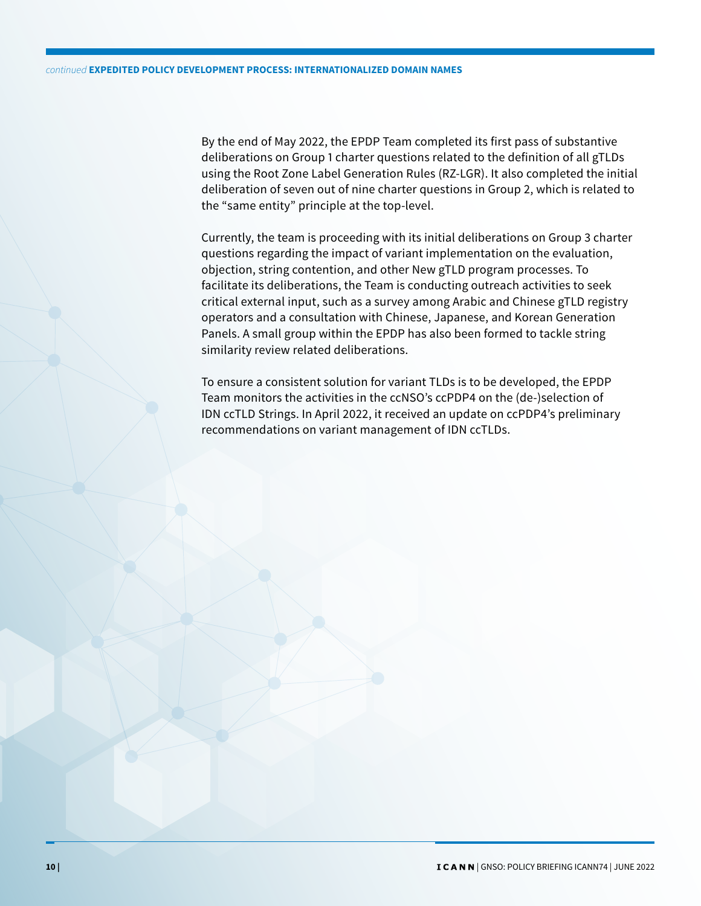By the end of May 2022, the EPDP Team completed its first pass of substantive deliberations on Group 1 charter questions related to the definition of all gTLDs using the Root Zone Label Generation Rules (RZ-LGR). It also completed the initial deliberation of seven out of nine charter questions in Group 2, which is related to the “same entity” principle at the top-level.

Currently, the team is proceeding with its initial deliberations on Group 3 charter questions regarding the impact of variant implementation on the evaluation, objection, string contention, and other New gTLD program processes. To facilitate its deliberations, the Team is conducting outreach activities to seek critical external input, such as a survey among Arabic and Chinese gTLD registry operators and a consultation with Chinese, Japanese, and Korean Generation Panels. A small group within the EPDP has also been formed to tackle string similarity review related deliberations.

To ensure a consistent solution for variant TLDs is to be developed, the EPDP Team monitors the activities in the ccNSO’s ccPDP4 on the (de-)selection of IDN ccTLD Strings. In April 2022, it received an update on ccPDP4’s preliminary recommendations on variant management of IDN ccTLDs.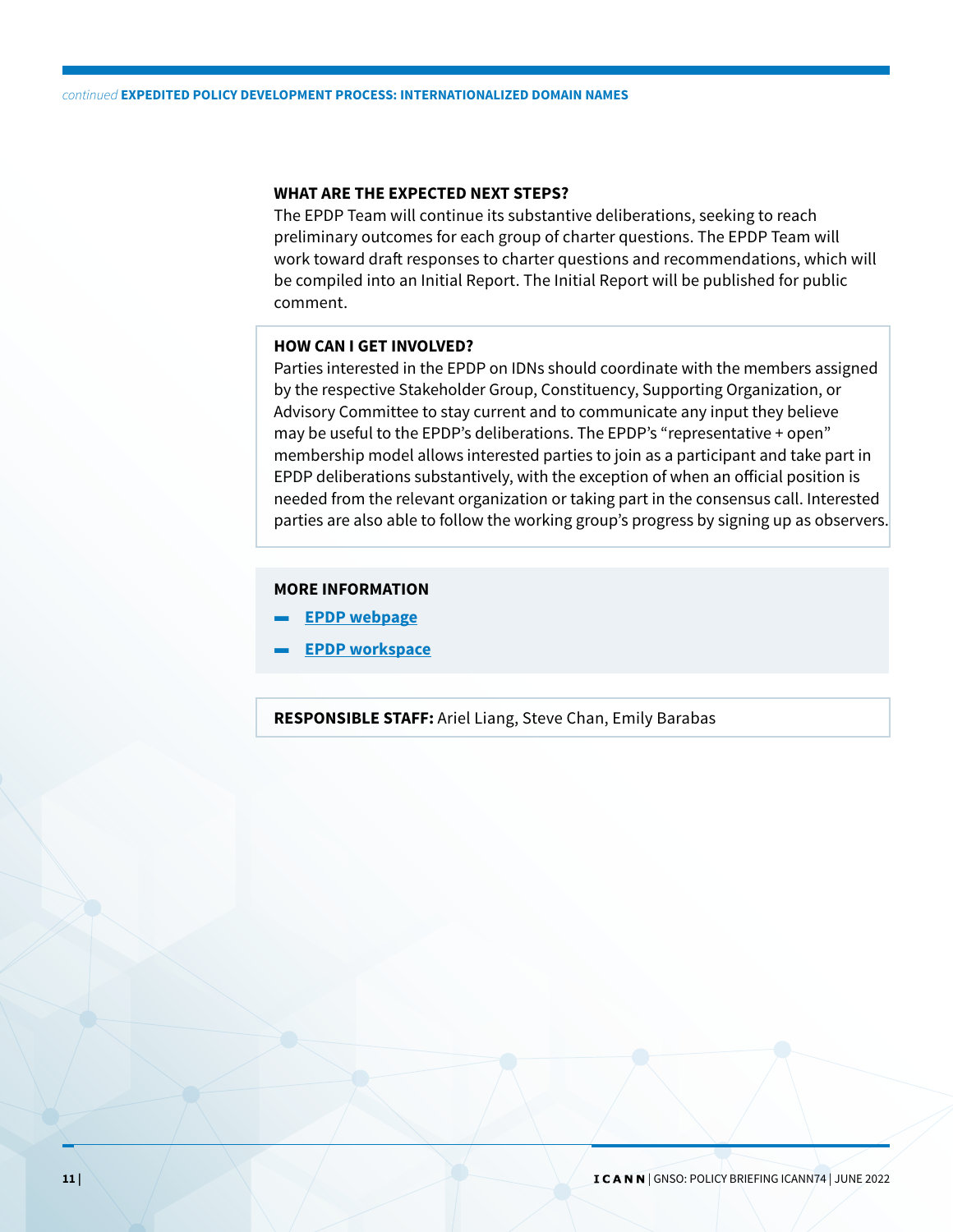### WHAT ARE THE EXPECTED NEXT STEPS?

The EPDP Team will continue its substantive deliberations, seeking to reach preliminary outcomes for each group of charter questions. The EPDP Team will work toward draft responses to charter questions and recommendations, which will be compiled into an Initial Report. The Initial Report will be published for public comment.

### HOW CAN I GET INVOLVED?

Parties interested in the EPDP on IDNs should coordinate with the members assigned by the respective Stakeholder Group, Constituency, Supporting Organization, or Advisory Committee to stay current and to communicate any input they believe may be useful to the EPDP's deliberations. The EPDP's "representative + open" membership model allows interested parties to join as a participant and take part in EPDP deliberations substantively, with the exception of when an official position is needed from the relevant organization or taking part in the consensus call. Interested parties are also able to follow the working group's progress by signing up as observers.

### MORE INFORMATION

- **EPDP webpage**
- **EPDP workspace**

**RESPONSIBLE STAFF:** Ariel Liang, Steve Chan, Emily Barabas